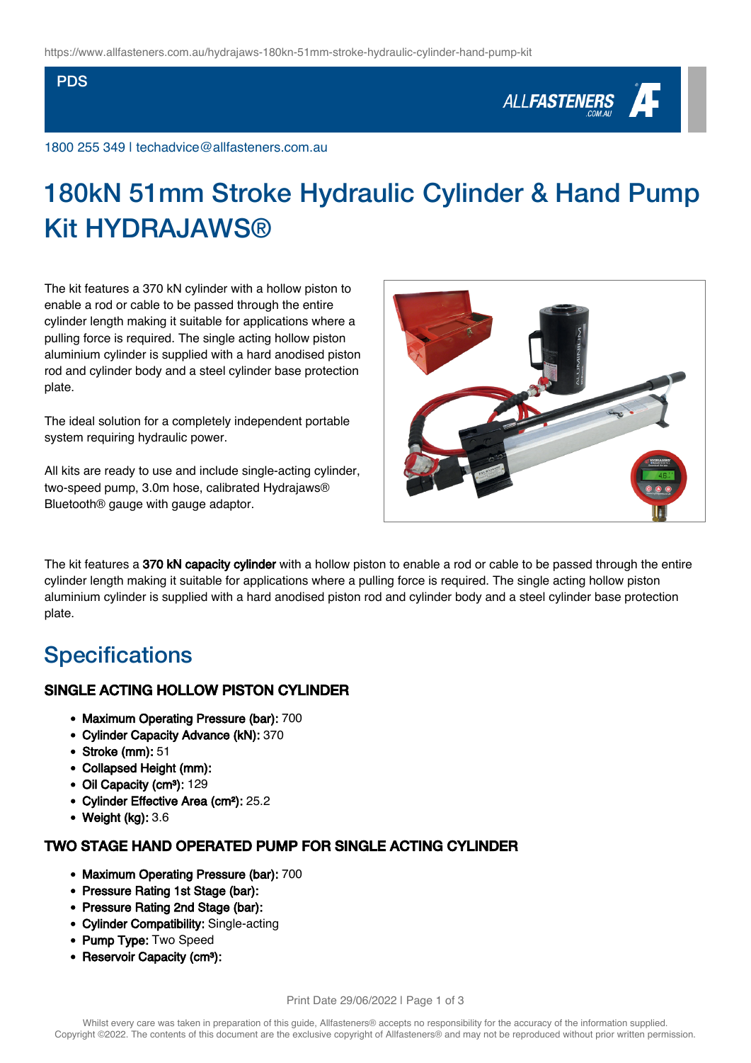https://www.allfasteners.com.au/hydrajaws-180kn-51mm-stroke-hydraulic-cylinder-hand-pump-kit

PDS

1800 255 349 I techadvice@allfasteners.com.au

# 180kN 51mm Stroke Hydraulic Cylinder & Hand Pump Kit HYDRAJAWS®

The kit features a 370 kN cylinder with a hollow piston to enable a rod or cable to be passed through the entire cylinder length making it suitable for applications where a pulling force is required. The single acting hollow piston aluminium cylinder is supplied with a hard anodised piston rod and cylinder body and a steel cylinder base protection plate.

The ideal solution for a completely independent portable system requiring hydraulic power.

All kits are ready to use and include single-acting cylinder, two-speed pump, 3.0m hose, calibrated Hydrajaws® Bluetooth® gauge with gauge adaptor.

The kit features a **370 kN capacity cylinder** with a hollow piston to enable a rod or cable to be passed through the entire cylinder length making it suitable for applications where a pulling force is required. The single acting hollow piston aluminium cylinder is supplied with a hard anodised piston rod and cylinder body and a steel cylinder base protection plate.

## Specifications

### SINGLE ACTING HOLLOW PISTON CYLINDER

- **Maximum Operating Pressure (bar):** 700
- **Cylinder Capacity Advance (kN):** 370
- **Stroke (mm):** 51
- **Collapsed Height (mm):**
- **Oil Capacity (cm³):** 129
- **Cylinder Effective Area (cm²):** 25.2
- **Weight (kg):** 3.6

### TWO STAGE HAND OPERATED PUMP FOR SINGLE ACTING CYLINDER

- **Maximum Operating Pressure (bar):** 700
- **Pressure Rating 1st Stage (bar):**
- **Pressure Rating 2nd Stage (bar):**
- **Cylinder Compatibility:** Single-acting
- **Pump Type:** Two Speed
- **Reservoir Capacity (cm³):**

Print Date 29/06/2022

Whilst every care was taken in preparation of this guide, Allfasteners® accepts no responsibility for the accuracy of the information supplied.
Copyright ©2022. The contents of this document are the exclusive copyright of Allfasteners® and may not be reproduced without prior written permission.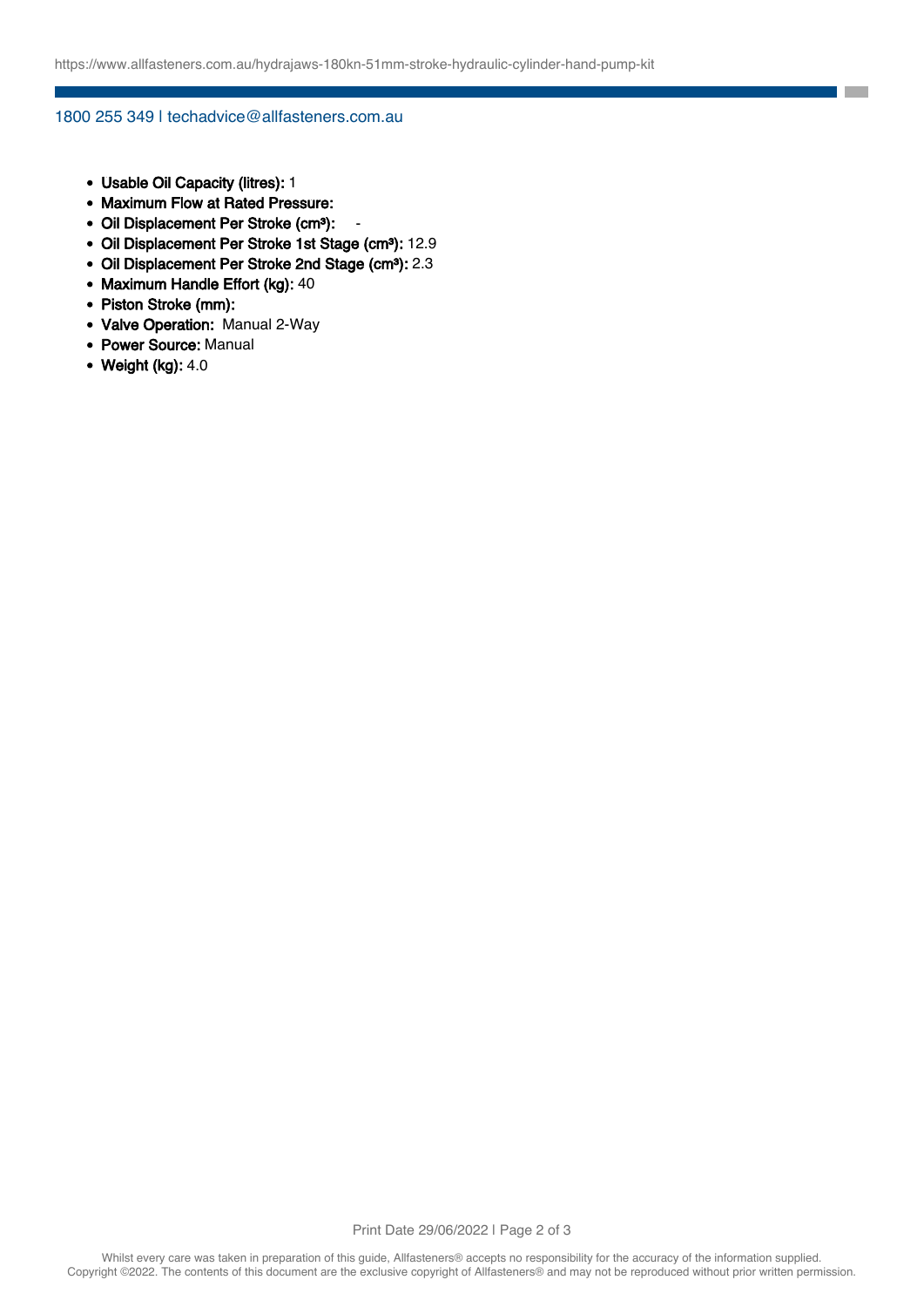- **Usable Oil Capacity (litres):** 1
- **Maximum Flow at Rated Pressure:**
- **Oil Displacement Per Stroke (cm³):** -
- **Oil Displacement Per Stroke 1st Stage (cm³):** 12.9
- **Oil Displacement Per Stroke 2nd Stage (cm³):** 2.3
- **Maximum Handle Effort (kg):** 40
- **Piston Stroke (mm):**
- **Valve Operation:** Manual 2-Way
- **Power Source:** Manual
- **Weight (kg):** 4.0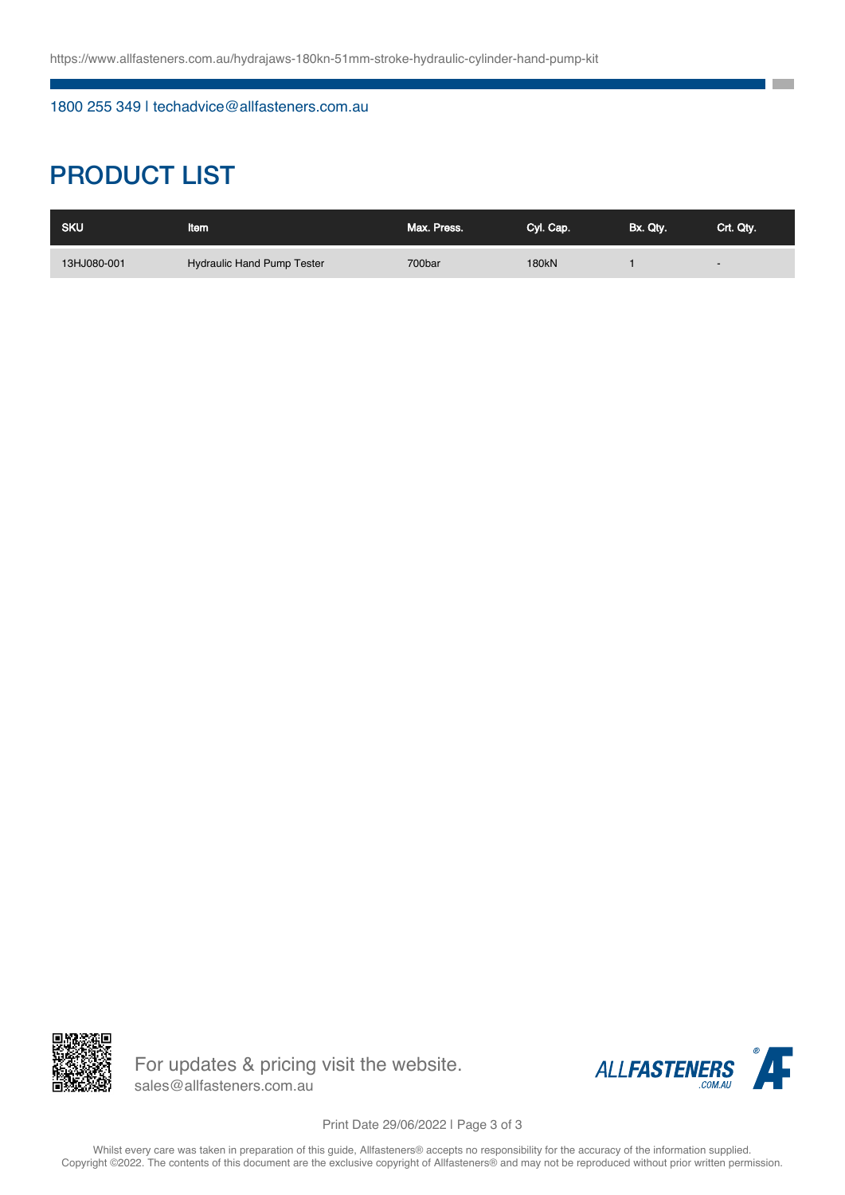# PRODUCT LIST

| SKU | Item | Max. Press. | Cyl. Cap. | Bx. Qty. | Crt. Qty. |
|---|---|---|---|---|---|
| 13HJ080-001 | Hydraulic Hand Pump Tester | 700bar | 180kN | 1 | - |

For updates & pricing visit the website.
sales@allfasteners.com.au

Whilst every care was taken in preparation of this guide, Allfasteners® accepts no responsibility for the accuracy of the information supplied.
Copyright ©2022. The contents of this document are the exclusive copyright of Allfasteners® and may not be reproduced without prior written permission.